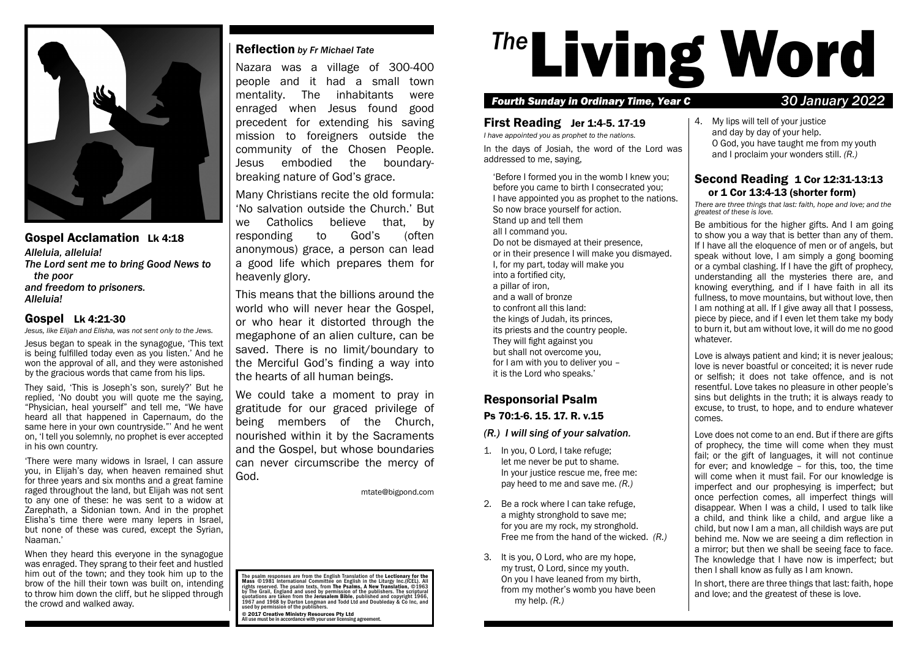# The Living Word

*Fourth Sunday in Ordinary Time, Year C* — *30 January 2022*

## Gospel Acclamation Lk 4:18

***Alleluia, alleluia!***
***The Lord sent me to bring Good News to the poor***
***and freedom to prisoners.***
***Alleluia!***

## Gospel Lk 4:21-30

*Jesus, like Elijah and Elisha, was not sent only to the Jews.*

Jesus began to speak in the synagogue, 'This text is being fulfilled today even as you listen.' And he won the approval of all, and they were astonished by the gracious words that came from his lips.

They said, 'This is Joseph's son, surely?' But he replied, 'No doubt you will quote me the saying, "Physician, heal yourself" and tell me, "We have heard all that happened in Capernaum, do the same here in your own countryside."' And he went on, 'I tell you solemnly, no prophet is ever accepted in his own country.

'There were many widows in Israel, I can assure you, in Elijah's day, when heaven remained shut for three years and six months and a great famine raged throughout the land, but Elijah was not sent to any one of these: he was sent to a widow at Zarephath, a Sidonian town. And in the prophet Elisha's time there were many lepers in Israel, but none of these was cured, except the Syrian, Naaman.'

When they heard this everyone in the synagogue was enraged. They sprang to their feet and hustled him out of the town; and they took him up to the brow of the hill their town was built on, intending to throw him down the cliff, but he slipped through the crowd and walked away.

## Reflection *by Fr Michael Tate*

Nazara was a village of 300-400 people and it had a small town mentality. The inhabitants were enraged when Jesus found good precedent for extending his saving mission to foreigners outside the community of the Chosen People. Jesus embodied the boundary-breaking nature of God's grace.

Many Christians recite the old formula: 'No salvation outside the Church.' But we Catholics believe that, by responding to God's (often anonymous) grace, a person can lead a good life which prepares them for heavenly glory.

This means that the billions around the world who will never hear the Gospel, or who hear it distorted through the megaphone of an alien culture, can be saved. There is no limit/boundary to the Merciful God's finding a way into the hearts of all human beings.

We could take a moment to pray in gratitude for our graced privilege of being members of the Church, nourished within it by the Sacraments and the Gospel, but whose boundaries can never circumscribe the mercy of God.

mtate@bigpond.com

The psalm responses are from the English Translation of the **Lectionary for the Mass** ©1981 International Committee on English in the Liturgy Inc.(ICEL). All rights reserved. The psalm texts, from **The Psalms, A New Translation**, ©1963 by The Grail, England and used by permission of the publishers. The scriptural quotations are taken from the **Jerusalem Bible**, published and copyright 1966, 1967 and 1968 by Darton Longman and Todd Ltd and Doubleday & Co Inc, and used by permission of the publishers.

**© 2017 Creative Ministry Resources Pty Ltd**
All use must be in accordance with your user licensing agreement.

## First Reading Jer 1:4-5. 17-19

*I have appointed you as prophet to the nations.*

In the days of Josiah, the word of the Lord was addressed to me, saying,

'Before I formed you in the womb I knew you;
before you came to birth I consecrated you;
I have appointed you as prophet to the nations.
So now brace yourself for action.
Stand up and tell them
all I command you.
Do not be dismayed at their presence,
or in their presence I will make you dismayed.
I, for my part, today will make you
into a fortified city,
a pillar of iron,
and a wall of bronze
to confront all this land:
the kings of Judah, its princes,
its priests and the country people.
They will fight against you
but shall not overcome you,
for I am with you to deliver you –
it is the Lord who speaks.'

## Responsorial Psalm

### Ps 70:1-6. 15. 17. R. v.15

***(R.) I will sing of your salvation.***

1. In you, O Lord, I take refuge;
   let me never be put to shame.
   In your justice rescue me, free me:
   pay heed to me and save me. *(R.)*

2. Be a rock where I can take refuge,
   a mighty stronghold to save me;
   for you are my rock, my stronghold.
   Free me from the hand of the wicked. *(R.)*

3. It is you, O Lord, who are my hope,
   my trust, O Lord, since my youth.
   On you I have leaned from my birth,
   from my mother's womb you have been
   my help. *(R.)*

4. My lips will tell of your justice
   and day by day of your help.
   O God, you have taught me from my youth
   and I proclaim your wonders still. *(R.)*

## Second Reading 1 Cor 12:31-13:13 or 1 Cor 13:4-13 (shorter form)

*There are three things that last: faith, hope and love; and the greatest of these is love.*

Be ambitious for the higher gifts. And I am going to show you a way that is better than any of them. If I have all the eloquence of men or of angels, but speak without love, I am simply a gong booming or a cymbal clashing. If I have the gift of prophecy, understanding all the mysteries there are, and knowing everything, and if I have faith in all its fullness, to move mountains, but without love, then I am nothing at all. If I give away all that I possess, piece by piece, and if I even let them take my body to burn it, but am without love, it will do me no good whatever.

Love is always patient and kind; it is never jealous; love is never boastful or conceited; it is never rude or selfish; it does not take offence, and is not resentful. Love takes no pleasure in other people's sins but delights in the truth; it is always ready to excuse, to trust, to hope, and to endure whatever comes.

Love does not come to an end. But if there are gifts of prophecy, the time will come when they must fail; or the gift of languages, it will not continue for ever; and knowledge – for this, too, the time will come when it must fail. For our knowledge is imperfect and our prophesying is imperfect; but once perfection comes, all imperfect things will disappear. When I was a child, I used to talk like a child, and think like a child, and argue like a child, but now I am a man, all childish ways are put behind me. Now we are seeing a dim reflection in a mirror; but then we shall be seeing face to face. The knowledge that I have now is imperfect; but then I shall know as fully as I am known.

In short, there are three things that last: faith, hope and love; and the greatest of these is love.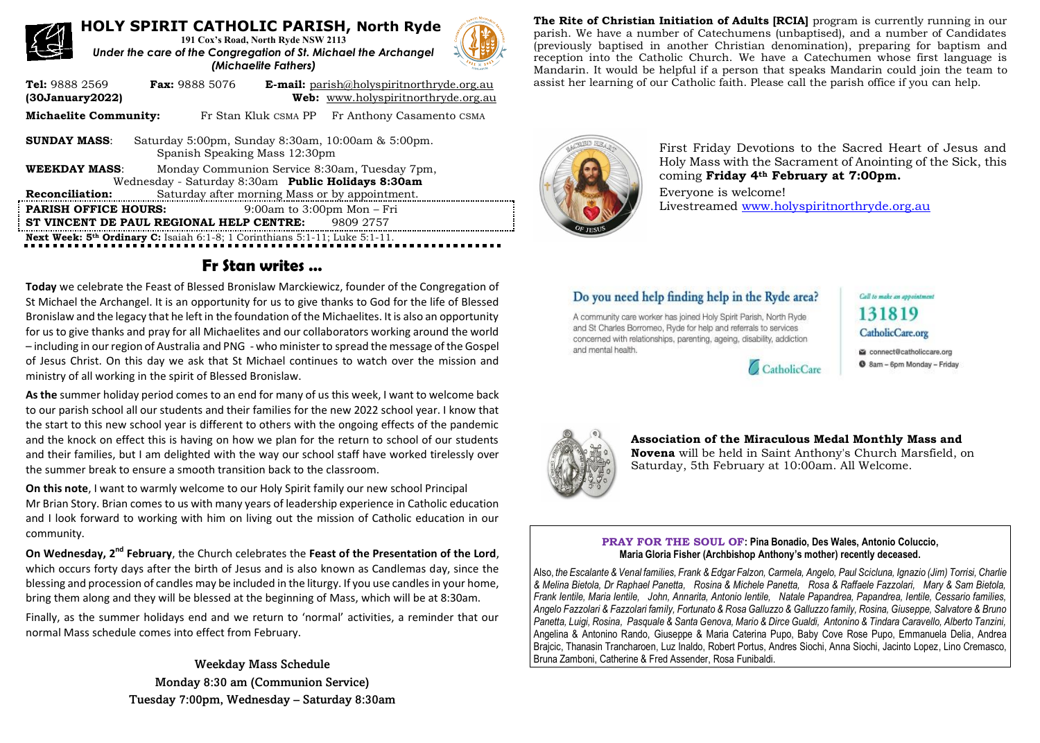# HOLY SPIRIT CATHOLIC PARISH, North Ryde

**191 Cox's Road, North Ryde NSW 2113**

*Under the care of the Congregation of St. Michael the Archangel (Michaelite Fathers)*

**Tel:** 9888 2569 **Fax:** 9888 5076 **E-mail:** parish@holyspiritnorthryde.org.au

**(30January2022)** **Web:** www.holyspiritnorthryde.org.au

**Michaelite Community:** Fr Stan Kluk CSMA PP Fr Anthony Casamento CSMA

**SUNDAY MASS**: Saturday 5:00pm, Sunday 8:30am, 10:00am & 5:00pm. Spanish Speaking Mass 12:30pm

**WEEKDAY MASS**: Monday Communion Service 8:30am, Tuesday 7pm, Wednesday - Saturday 8:30am **Public Holidays 8:30am**

**Reconciliation:** Saturday after morning Mass or by appointment.

**PARISH OFFICE HOURS:** 9:00am to 3:00pm Mon – Fri

**ST VINCENT DE PAUL REGIONAL HELP CENTRE:** 9809 2757

**Next Week: 5th Ordinary C:** Isaiah 6:1-8; 1 Corinthians 5:1-11; Luke 5:1-11.

## Fr Stan writes ...

**Today** we celebrate the Feast of Blessed Bronislaw Marckiewicz, founder of the Congregation of St Michael the Archangel. It is an opportunity for us to give thanks to God for the life of Blessed Bronislaw and the legacy that he left in the foundation of the Michaelites. It is also an opportunity for us to give thanks and pray for all Michaelites and our collaborators working around the world – including in our region of Australia and PNG - who minister to spread the message of the Gospel of Jesus Christ. On this day we ask that St Michael continues to watch over the mission and ministry of all working in the spirit of Blessed Bronislaw.

**As the** summer holiday period comes to an end for many of us this week, I want to welcome back to our parish school all our students and their families for the new 2022 school year. I know that the start to this new school year is different to others with the ongoing effects of the pandemic and the knock on effect this is having on how we plan for the return to school of our students and their families, but I am delighted with the way our school staff have worked tirelessly over the summer break to ensure a smooth transition back to the classroom.

**On this note**, I want to warmly welcome to our Holy Spirit family our new school Principal Mr Brian Story. Brian comes to us with many years of leadership experience in Catholic education and I look forward to working with him on living out the mission of Catholic education in our community.

**On Wednesday, 2nd February**, the Church celebrates the **Feast of the Presentation of the Lord**, which occurs forty days after the birth of Jesus and is also known as Candlemas day, since the blessing and procession of candles may be included in the liturgy. If you use candles in your home, bring them along and they will be blessed at the beginning of Mass, which will be at 8:30am.

Finally, as the summer holidays end and we return to 'normal' activities, a reminder that our normal Mass schedule comes into effect from February.

Weekday Mass Schedule
Monday 8:30 am (Communion Service)
Tuesday 7:00pm, Wednesday – Saturday 8:30am

**The Rite of Christian Initiation of Adults [RCIA]** program is currently running in our parish. We have a number of Catechumens (unbaptised), and a number of Candidates (previously baptised in another Christian denomination), preparing for baptism and reception into the Catholic Church. We have a Catechumen whose first language is Mandarin. It would be helpful if a person that speaks Mandarin could join the team to assist her learning of our Catholic faith. Please call the parish office if you can help.

First Friday Devotions to the Sacred Heart of Jesus and Holy Mass with the Sacrament of Anointing of the Sick, this coming **Friday 4th February at 7:00pm.**

Everyone is welcome!
Livestreamed www.holyspiritnorthryde.org.au

### Do you need help finding help in the Ryde area?

A community care worker has joined Holy Spirit Parish, North Ryde and St Charles Borromeo, Ryde for help and referrals to services concerned with relationships, parenting, ageing, disability, addiction and mental health.

Call to make an appointment
131819
CatholicCare.org
connect@catholiccare.org
8am – 6pm Monday – Friday

CatholicCare

**Association of the Miraculous Medal Monthly Mass and Novena** will be held in Saint Anthony's Church Marsfield, on Saturday, 5th February at 10:00am. All Welcome.

**PRAY FOR THE SOUL OF: Pina Bonadio, Des Wales, Antonio Coluccio, Maria Gloria Fisher (Archbishop Anthony's mother) recently deceased.**

Also, *the Escalante & Venal families, Frank & Edgar Falzon, Carmela, Angelo, Paul Scicluna, Ignazio (Jim) Torrisi, Charlie & Melina Bietola, Dr Raphael Panetta, Rosina & Michele Panetta, Rosa & Raffaele Fazzolari, Mary & Sam Bietola, Frank Ientile, Maria Ientile, John, Annarita, Antonio Ientile, Natale Papandrea, Papandrea, Ientile, Cessario families, Angelo Fazzolari & Fazzolari family, Fortunato & Rosa Galluzzo & Galluzzo family, Rosina, Giuseppe, Salvatore & Bruno Panetta, Luigi, Rosina, Pasquale & Santa Genova, Mario & Dirce Gualdi, Antonino & Tindara Caravello, Alberto Tanzini,* Angelina & Antonino Rando, Giuseppe & Maria Caterina Pupo, Baby Cove Rose Pupo, Emmanuela Delia, Andrea Brajcic, Thanasin Trancharoen, Luz Inaldo, Robert Portus, Andres Siochi, Anna Siochi, Jacinto Lopez, Lino Cremasco, Bruna Zamboni, Catherine & Fred Assender, Rosa Funibaldi.